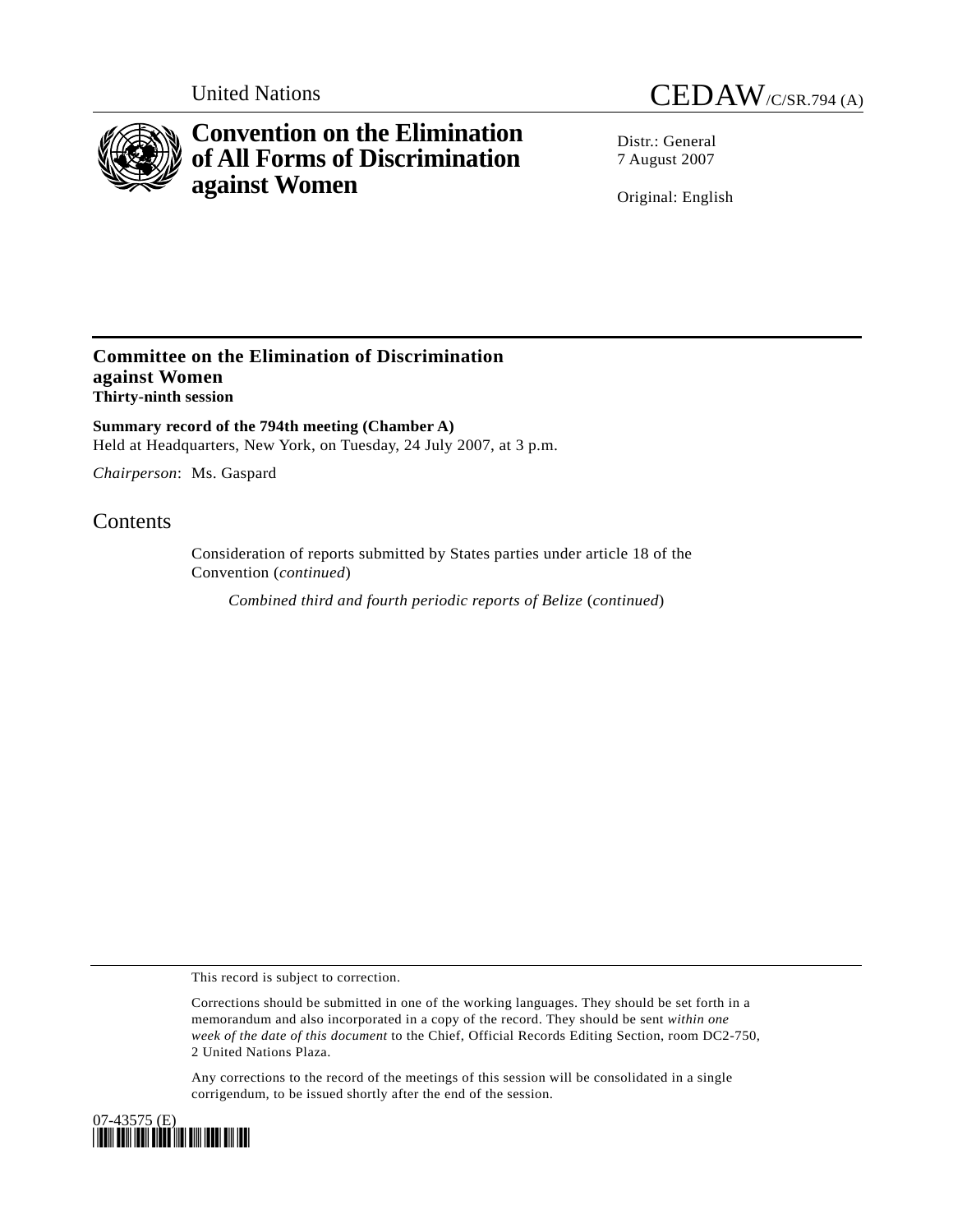United Nations CEDAW/C/SR.794 (A)

# Convention on the Elimination of All Forms of Discrimination against Women

Distr.: General
7 August 2007

Original: English

## Committee on the Elimination of Discrimination against Women
**Thirty-ninth session**

**Summary record of the 794th meeting (Chamber A)**
Held at Headquarters, New York, on Tuesday, 24 July 2007, at 3 p.m.

*Chairperson*: Ms. Gaspard

## Contents

Consideration of reports submitted by States parties under article 18 of the Convention (*continued*)

*Combined third and fourth periodic reports of Belize* (*continued*)

This record is subject to correction.

Corrections should be submitted in one of the working languages. They should be set forth in a memorandum and also incorporated in a copy of the record. They should be sent *within one week of the date of this document* to the Chief, Official Records Editing Section, room DC2-750, 2 United Nations Plaza.

Any corrections to the record of the meetings of this session will be consolidated in a single corrigendum, to be issued shortly after the end of the session.

07-43575 (E)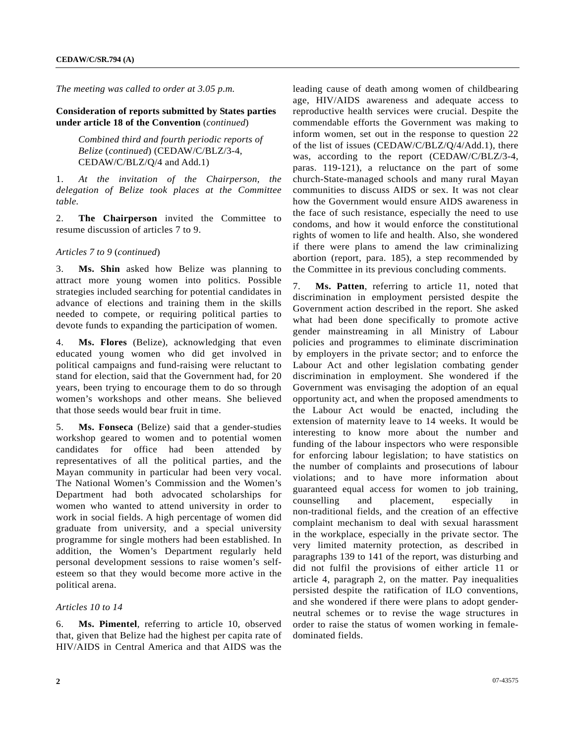*The meeting was called to order at 3.05 p.m.*

**Consideration of reports submitted by States parties under article 18 of the Convention** (*continued*)

*Combined third and fourth periodic reports of Belize* (*continued*) (CEDAW/C/BLZ/3-4, CEDAW/C/BLZ/Q/4 and Add.1)

1. *At the invitation of the Chairperson, the delegation of Belize took places at the Committee table.*

2. **The Chairperson** invited the Committee to resume discussion of articles 7 to 9.

*Articles 7 to 9* (*continued*)

3. **Ms. Shin** asked how Belize was planning to attract more young women into politics. Possible strategies included searching for potential candidates in advance of elections and training them in the skills needed to compete, or requiring political parties to devote funds to expanding the participation of women.

4. **Ms. Flores** (Belize), acknowledging that even educated young women who did get involved in political campaigns and fund-raising were reluctant to stand for election, said that the Government had, for 20 years, been trying to encourage them to do so through women's workshops and other means. She believed that those seeds would bear fruit in time.

5. **Ms. Fonseca** (Belize) said that a gender-studies workshop geared to women and to potential women candidates for office had been attended by representatives of all the political parties, and the Mayan community in particular had been very vocal. The National Women's Commission and the Women's Department had both advocated scholarships for women who wanted to attend university in order to work in social fields. A high percentage of women did graduate from university, and a special university programme for single mothers had been established. In addition, the Women's Department regularly held personal development sessions to raise women's self-esteem so that they would become more active in the political arena.

*Articles 10 to 14*

6. **Ms. Pimentel**, referring to article 10, observed that, given that Belize had the highest per capita rate of HIV/AIDS in Central America and that AIDS was the leading cause of death among women of childbearing age, HIV/AIDS awareness and adequate access to reproductive health services were crucial. Despite the commendable efforts the Government was making to inform women, set out in the response to question 22 of the list of issues (CEDAW/C/BLZ/Q/4/Add.1), there was, according to the report (CEDAW/C/BLZ/3-4, paras. 119-121), a reluctance on the part of some church-State-managed schools and many rural Mayan communities to discuss AIDS or sex. It was not clear how the Government would ensure AIDS awareness in the face of such resistance, especially the need to use condoms, and how it would enforce the constitutional rights of women to life and health. Also, she wondered if there were plans to amend the law criminalizing abortion (report, para. 185), a step recommended by the Committee in its previous concluding comments.

7. **Ms. Patten**, referring to article 11, noted that discrimination in employment persisted despite the Government action described in the report. She asked what had been done specifically to promote active gender mainstreaming in all Ministry of Labour policies and programmes to eliminate discrimination by employers in the private sector; and to enforce the Labour Act and other legislation combating gender discrimination in employment. She wondered if the Government was envisaging the adoption of an equal opportunity act, and when the proposed amendments to the Labour Act would be enacted, including the extension of maternity leave to 14 weeks. It would be interesting to know more about the number and funding of the labour inspectors who were responsible for enforcing labour legislation; to have statistics on the number of complaints and prosecutions of labour violations; and to have more information about guaranteed equal access for women to job training, counselling and placement, especially in non-traditional fields, and the creation of an effective complaint mechanism to deal with sexual harassment in the workplace, especially in the private sector. The very limited maternity protection, as described in paragraphs 139 to 141 of the report, was disturbing and did not fulfil the provisions of either article 11 or article 4, paragraph 2, on the matter. Pay inequalities persisted despite the ratification of ILO conventions, and she wondered if there were plans to adopt gender-neutral schemes or to revise the wage structures in order to raise the status of women working in female-dominated fields.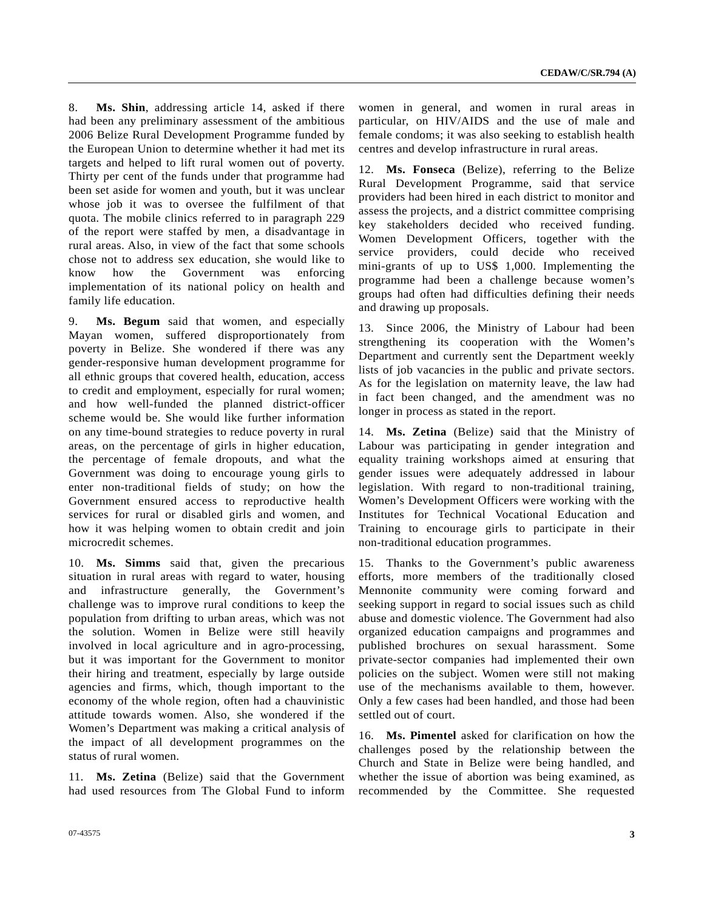8. **Ms. Shin**, addressing article 14, asked if there had been any preliminary assessment of the ambitious 2006 Belize Rural Development Programme funded by the European Union to determine whether it had met its targets and helped to lift rural women out of poverty. Thirty per cent of the funds under that programme had been set aside for women and youth, but it was unclear whose job it was to oversee the fulfilment of that quota. The mobile clinics referred to in paragraph 229 of the report were staffed by men, a disadvantage in rural areas. Also, in view of the fact that some schools chose not to address sex education, she would like to know how the Government was enforcing implementation of its national policy on health and family life education.

9. **Ms. Begum** said that women, and especially Mayan women, suffered disproportionately from poverty in Belize. She wondered if there was any gender-responsive human development programme for all ethnic groups that covered health, education, access to credit and employment, especially for rural women; and how well-funded the planned district-officer scheme would be. She would like further information on any time-bound strategies to reduce poverty in rural areas, on the percentage of girls in higher education, the percentage of female dropouts, and what the Government was doing to encourage young girls to enter non-traditional fields of study; on how the Government ensured access to reproductive health services for rural or disabled girls and women, and how it was helping women to obtain credit and join microcredit schemes.

10. **Ms. Simms** said that, given the precarious situation in rural areas with regard to water, housing and infrastructure generally, the Government's challenge was to improve rural conditions to keep the population from drifting to urban areas, which was not the solution. Women in Belize were still heavily involved in local agriculture and in agro-processing, but it was important for the Government to monitor their hiring and treatment, especially by large outside agencies and firms, which, though important to the economy of the whole region, often had a chauvinistic attitude towards women. Also, she wondered if the Women's Department was making a critical analysis of the impact of all development programmes on the status of rural women.

11. **Ms. Zetina** (Belize) said that the Government had used resources from The Global Fund to inform women in general, and women in rural areas in particular, on HIV/AIDS and the use of male and female condoms; it was also seeking to establish health centres and develop infrastructure in rural areas.

12. **Ms. Fonseca** (Belize), referring to the Belize Rural Development Programme, said that service providers had been hired in each district to monitor and assess the projects, and a district committee comprising key stakeholders decided who received funding. Women Development Officers, together with the service providers, could decide who received mini-grants of up to US$ 1,000. Implementing the programme had been a challenge because women's groups had often had difficulties defining their needs and drawing up proposals.

13. Since 2006, the Ministry of Labour had been strengthening its cooperation with the Women's Department and currently sent the Department weekly lists of job vacancies in the public and private sectors. As for the legislation on maternity leave, the law had in fact been changed, and the amendment was no longer in process as stated in the report.

14. **Ms. Zetina** (Belize) said that the Ministry of Labour was participating in gender integration and equality training workshops aimed at ensuring that gender issues were adequately addressed in labour legislation. With regard to non-traditional training, Women's Development Officers were working with the Institutes for Technical Vocational Education and Training to encourage girls to participate in their non-traditional education programmes.

15. Thanks to the Government's public awareness efforts, more members of the traditionally closed Mennonite community were coming forward and seeking support in regard to social issues such as child abuse and domestic violence. The Government had also organized education campaigns and programmes and published brochures on sexual harassment. Some private-sector companies had implemented their own policies on the subject. Women were still not making use of the mechanisms available to them, however. Only a few cases had been handled, and those had been settled out of court.

16. **Ms. Pimentel** asked for clarification on how the challenges posed by the relationship between the Church and State in Belize were being handled, and whether the issue of abortion was being examined, as recommended by the Committee. She requested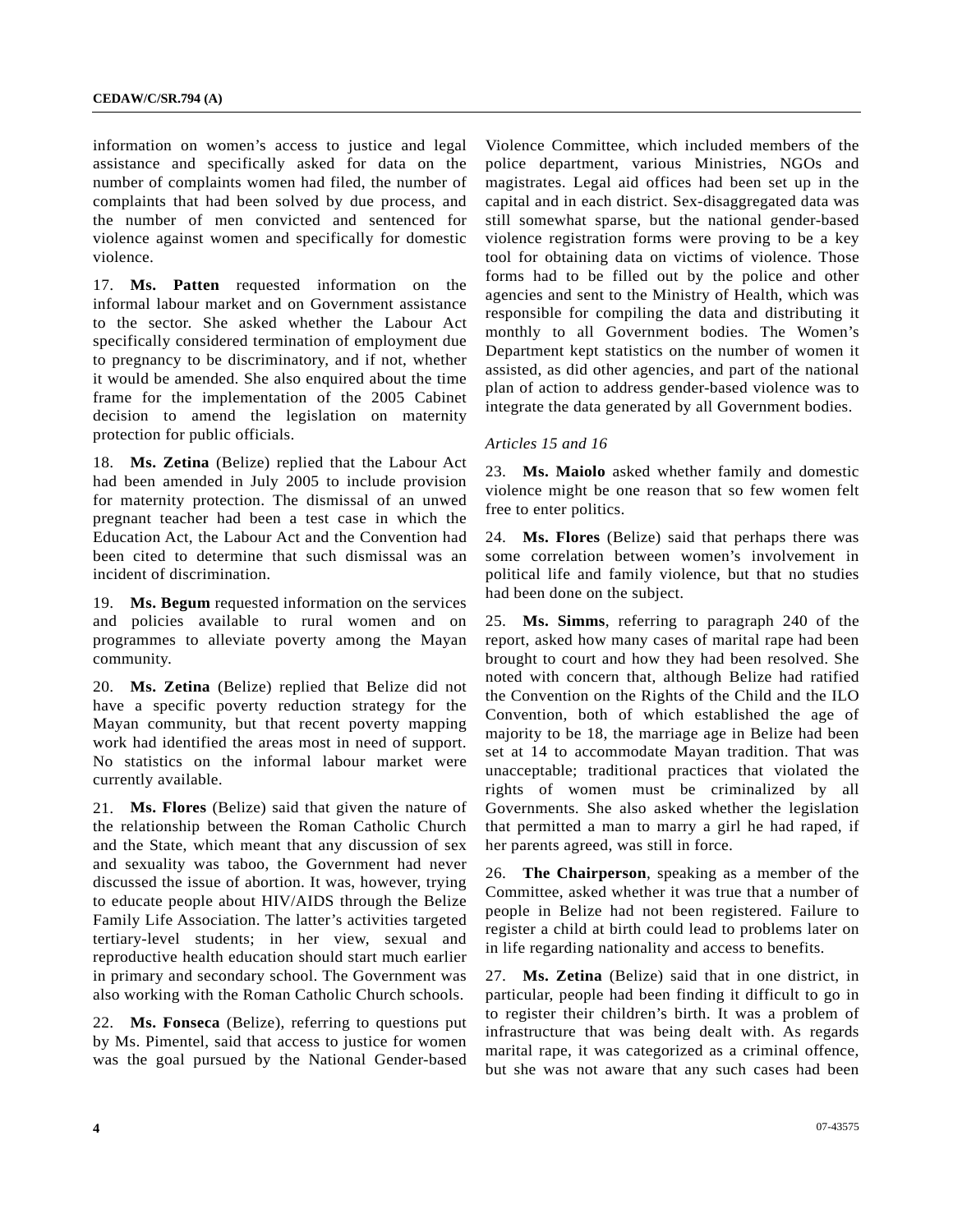information on women's access to justice and legal assistance and specifically asked for data on the number of complaints women had filed, the number of complaints that had been solved by due process, and the number of men convicted and sentenced for violence against women and specifically for domestic violence.

17. **Ms. Patten** requested information on the informal labour market and on Government assistance to the sector. She asked whether the Labour Act specifically considered termination of employment due to pregnancy to be discriminatory, and if not, whether it would be amended. She also enquired about the time frame for the implementation of the 2005 Cabinet decision to amend the legislation on maternity protection for public officials.

18. **Ms. Zetina** (Belize) replied that the Labour Act had been amended in July 2005 to include provision for maternity protection. The dismissal of an unwed pregnant teacher had been a test case in which the Education Act, the Labour Act and the Convention had been cited to determine that such dismissal was an incident of discrimination.

19. **Ms. Begum** requested information on the services and policies available to rural women and on programmes to alleviate poverty among the Mayan community.

20. **Ms. Zetina** (Belize) replied that Belize did not have a specific poverty reduction strategy for the Mayan community, but that recent poverty mapping work had identified the areas most in need of support. No statistics on the informal labour market were currently available.

21. **Ms. Flores** (Belize) said that given the nature of the relationship between the Roman Catholic Church and the State, which meant that any discussion of sex and sexuality was taboo, the Government had never discussed the issue of abortion. It was, however, trying to educate people about HIV/AIDS through the Belize Family Life Association. The latter's activities targeted tertiary-level students; in her view, sexual and reproductive health education should start much earlier in primary and secondary school. The Government was also working with the Roman Catholic Church schools.

22. **Ms. Fonseca** (Belize), referring to questions put by Ms. Pimentel, said that access to justice for women was the goal pursued by the National Gender-based Violence Committee, which included members of the police department, various Ministries, NGOs and magistrates. Legal aid offices had been set up in the capital and in each district. Sex-disaggregated data was still somewhat sparse, but the national gender-based violence registration forms were proving to be a key tool for obtaining data on victims of violence. Those forms had to be filled out by the police and other agencies and sent to the Ministry of Health, which was responsible for compiling the data and distributing it monthly to all Government bodies. The Women's Department kept statistics on the number of women it assisted, as did other agencies, and part of the national plan of action to address gender-based violence was to integrate the data generated by all Government bodies.

*Articles 15 and 16*

23. **Ms. Maiolo** asked whether family and domestic violence might be one reason that so few women felt free to enter politics.

24. **Ms. Flores** (Belize) said that perhaps there was some correlation between women's involvement in political life and family violence, but that no studies had been done on the subject.

25. **Ms. Simms**, referring to paragraph 240 of the report, asked how many cases of marital rape had been brought to court and how they had been resolved. She noted with concern that, although Belize had ratified the Convention on the Rights of the Child and the ILO Convention, both of which established the age of majority to be 18, the marriage age in Belize had been set at 14 to accommodate Mayan tradition. That was unacceptable; traditional practices that violated the rights of women must be criminalized by all Governments. She also asked whether the legislation that permitted a man to marry a girl he had raped, if her parents agreed, was still in force.

26. **The Chairperson**, speaking as a member of the Committee, asked whether it was true that a number of people in Belize had not been registered. Failure to register a child at birth could lead to problems later on in life regarding nationality and access to benefits.

27. **Ms. Zetina** (Belize) said that in one district, in particular, people had been finding it difficult to go in to register their children's birth. It was a problem of infrastructure that was being dealt with. As regards marital rape, it was categorized as a criminal offence, but she was not aware that any such cases had been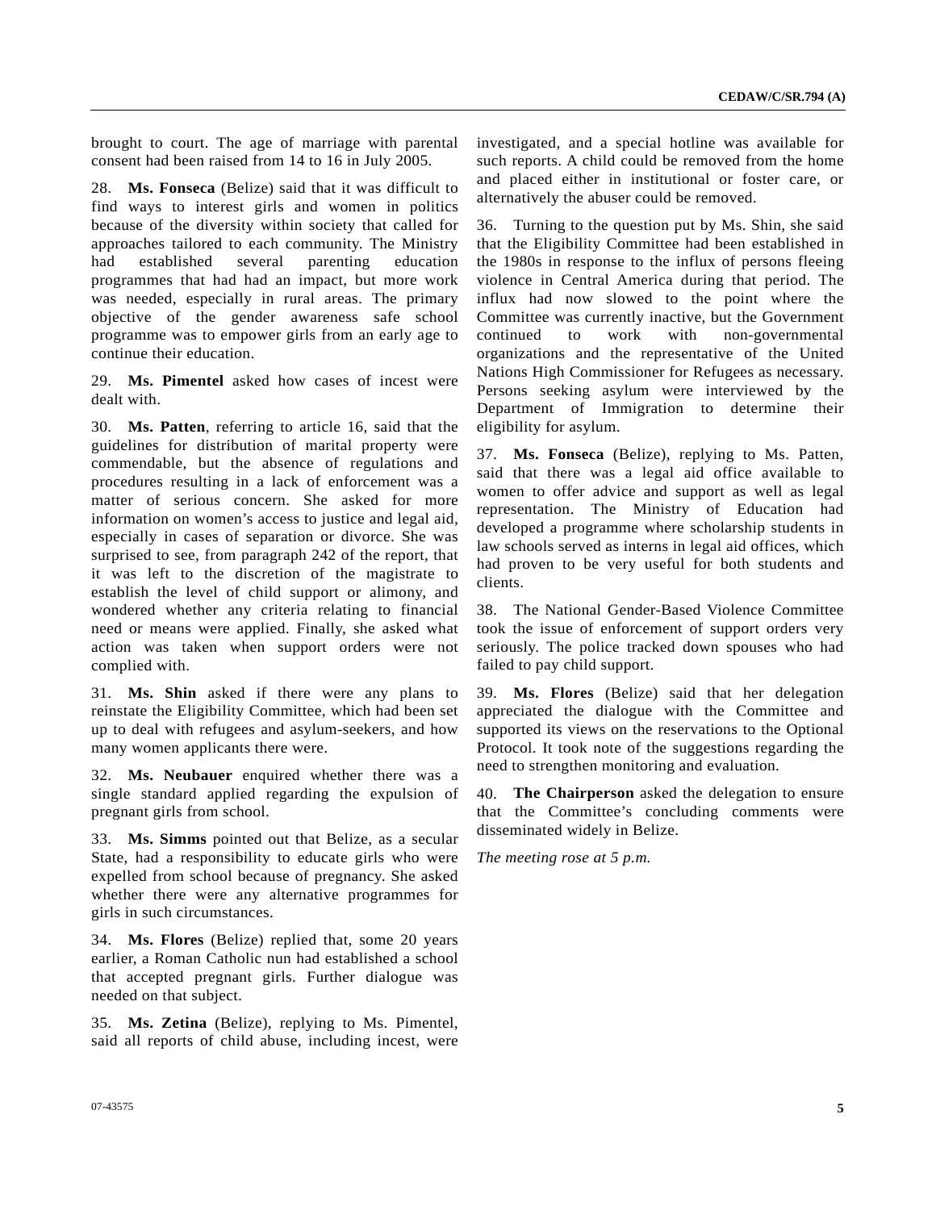brought to court. The age of marriage with parental consent had been raised from 14 to 16 in July 2005.

28. **Ms. Fonseca** (Belize) said that it was difficult to find ways to interest girls and women in politics because of the diversity within society that called for approaches tailored to each community. The Ministry had established several parenting education programmes that had had an impact, but more work was needed, especially in rural areas. The primary objective of the gender awareness safe school programme was to empower girls from an early age to continue their education.

29. **Ms. Pimentel** asked how cases of incest were dealt with.

30. **Ms. Patten**, referring to article 16, said that the guidelines for distribution of marital property were commendable, but the absence of regulations and procedures resulting in a lack of enforcement was a matter of serious concern. She asked for more information on women's access to justice and legal aid, especially in cases of separation or divorce. She was surprised to see, from paragraph 242 of the report, that it was left to the discretion of the magistrate to establish the level of child support or alimony, and wondered whether any criteria relating to financial need or means were applied. Finally, she asked what action was taken when support orders were not complied with.

31. **Ms. Shin** asked if there were any plans to reinstate the Eligibility Committee, which had been set up to deal with refugees and asylum-seekers, and how many women applicants there were.

32. **Ms. Neubauer** enquired whether there was a single standard applied regarding the expulsion of pregnant girls from school.

33. **Ms. Simms** pointed out that Belize, as a secular State, had a responsibility to educate girls who were expelled from school because of pregnancy. She asked whether there were any alternative programmes for girls in such circumstances.

34. **Ms. Flores** (Belize) replied that, some 20 years earlier, a Roman Catholic nun had established a school that accepted pregnant girls. Further dialogue was needed on that subject.

35. **Ms. Zetina** (Belize), replying to Ms. Pimentel, said all reports of child abuse, including incest, were investigated, and a special hotline was available for such reports. A child could be removed from the home and placed either in institutional or foster care, or alternatively the abuser could be removed.

36. Turning to the question put by Ms. Shin, she said that the Eligibility Committee had been established in the 1980s in response to the influx of persons fleeing violence in Central America during that period. The influx had now slowed to the point where the Committee was currently inactive, but the Government continued to work with non-governmental organizations and the representative of the United Nations High Commissioner for Refugees as necessary. Persons seeking asylum were interviewed by the Department of Immigration to determine their eligibility for asylum.

37. **Ms. Fonseca** (Belize), replying to Ms. Patten, said that there was a legal aid office available to women to offer advice and support as well as legal representation. The Ministry of Education had developed a programme where scholarship students in law schools served as interns in legal aid offices, which had proven to be very useful for both students and clients.

38. The National Gender-Based Violence Committee took the issue of enforcement of support orders very seriously. The police tracked down spouses who had failed to pay child support.

39. **Ms. Flores** (Belize) said that her delegation appreciated the dialogue with the Committee and supported its views on the reservations to the Optional Protocol. It took note of the suggestions regarding the need to strengthen monitoring and evaluation.

40. **The Chairperson** asked the delegation to ensure that the Committee's concluding comments were disseminated widely in Belize.

*The meeting rose at 5 p.m.*